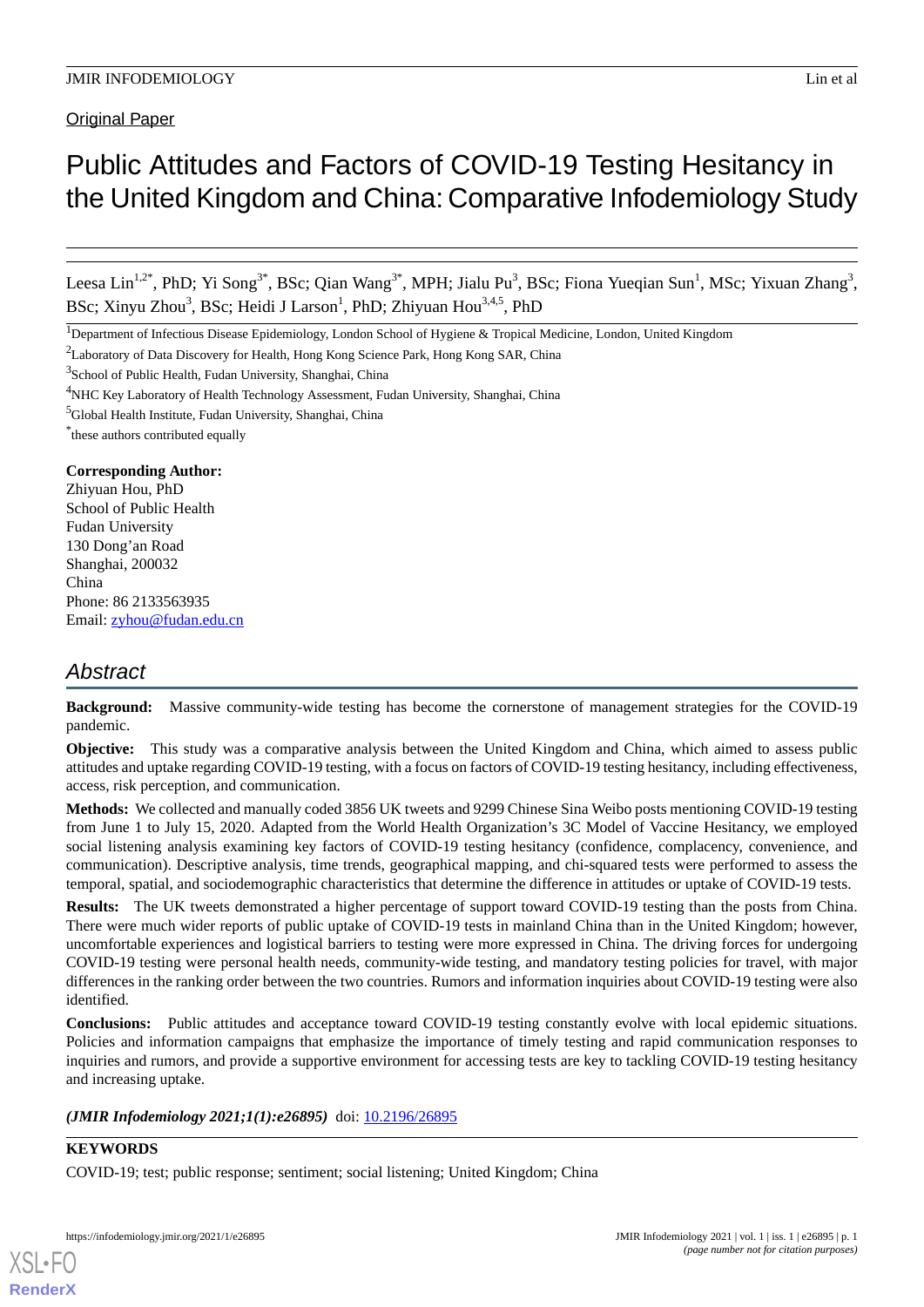Original Paper

# Public Attitudes and Factors of COVID-19 Testing Hesitancy in the United Kingdom and China: Comparative Infodemiology Study

Leesa Lin[1,2*], PhD; Yi Song[3*], BSc; Qian Wang[3*], MPH; Jialu Pu[3], BSc; Fiona Yueqian Sun[1], MSc; Yixuan Zhang[3], BSc; Xinyu Zhou[3], BSc; Heidi J Larson[1], PhD; Zhiyuan Hou[3,4,5], PhD

[1]Department of Infectious Disease Epidemiology, London School of Hygiene & Tropical Medicine, London, United Kingdom

[2]Laboratory of Data Discovery for Health, Hong Kong Science Park, Hong Kong SAR, China

[3]School of Public Health, Fudan University, Shanghai, China

[4]NHC Key Laboratory of Health Technology Assessment, Fudan University, Shanghai, China

[5]Global Health Institute, Fudan University, Shanghai, China

*these authors contributed equally

**Corresponding Author:**
Zhiyuan Hou, PhD
School of Public Health
Fudan University
130 Dong'an Road
Shanghai, 200032
China
Phone: 86 2133563935
Email: zyhou@fudan.edu.cn

## Abstract

**Background:** Massive community-wide testing has become the cornerstone of management strategies for the COVID-19 pandemic.

**Objective:** This study was a comparative analysis between the United Kingdom and China, which aimed to assess public attitudes and uptake regarding COVID-19 testing, with a focus on factors of COVID-19 testing hesitancy, including effectiveness, access, risk perception, and communication.

**Methods:** We collected and manually coded 3856 UK tweets and 9299 Chinese Sina Weibo posts mentioning COVID-19 testing from June 1 to July 15, 2020. Adapted from the World Health Organization's 3C Model of Vaccine Hesitancy, we employed social listening analysis examining key factors of COVID-19 testing hesitancy (confidence, complacency, convenience, and communication). Descriptive analysis, time trends, geographical mapping, and chi-squared tests were performed to assess the temporal, spatial, and sociodemographic characteristics that determine the difference in attitudes or uptake of COVID-19 tests.

**Results:** The UK tweets demonstrated a higher percentage of support toward COVID-19 testing than the posts from China. There were much wider reports of public uptake of COVID-19 tests in mainland China than in the United Kingdom; however, uncomfortable experiences and logistical barriers to testing were more expressed in China. The driving forces for undergoing COVID-19 testing were personal health needs, community-wide testing, and mandatory testing policies for travel, with major differences in the ranking order between the two countries. Rumors and information inquiries about COVID-19 testing were also identified.

**Conclusions:** Public attitudes and acceptance toward COVID-19 testing constantly evolve with local epidemic situations. Policies and information campaigns that emphasize the importance of timely testing and rapid communication responses to inquiries and rumors, and provide a supportive environment for accessing tests are key to tackling COVID-19 testing hesitancy and increasing uptake.

***(JMIR Infodemiology 2021;1(1):e26895)*** doi: 10.2196/26895

**KEYWORDS**

COVID-19; test; public response; sentiment; social listening; United Kingdom; China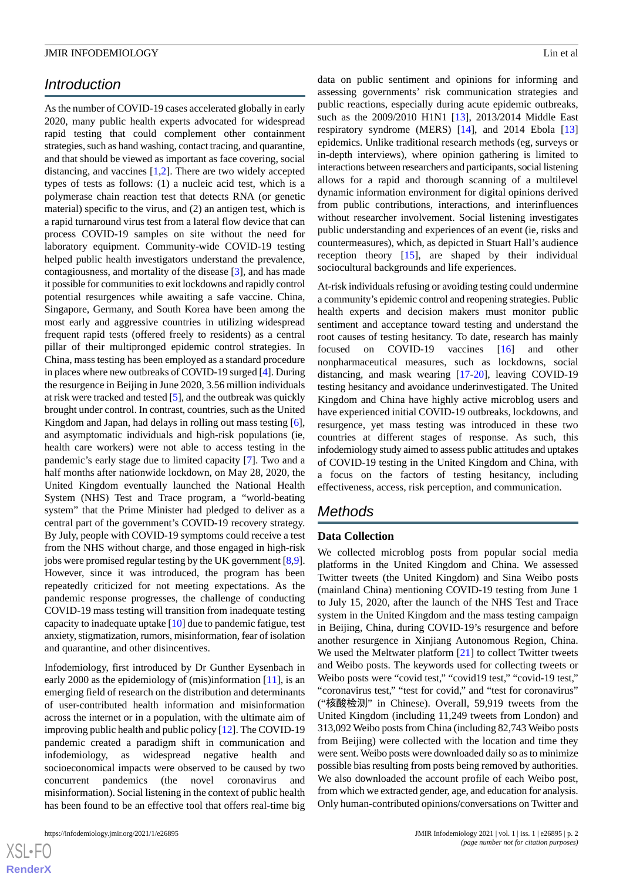## Introduction

As the number of COVID-19 cases accelerated globally in early 2020, many public health experts advocated for widespread rapid testing that could complement other containment strategies, such as hand washing, contact tracing, and quarantine, and that should be viewed as important as face covering, social distancing, and vaccines [1,2]. There are two widely accepted types of tests as follows: (1) a nucleic acid test, which is a polymerase chain reaction test that detects RNA (or genetic material) specific to the virus, and (2) an antigen test, which is a rapid turnaround virus test from a lateral flow device that can process COVID-19 samples on site without the need for laboratory equipment. Community-wide COVID-19 testing helped public health investigators understand the prevalence, contagiousness, and mortality of the disease [3], and has made it possible for communities to exit lockdowns and rapidly control potential resurgences while awaiting a safe vaccine. China, Singapore, Germany, and South Korea have been among the most early and aggressive countries in utilizing widespread frequent rapid tests (offered freely to residents) as a central pillar of their multipronged epidemic control strategies. In China, mass testing has been employed as a standard procedure in places where new outbreaks of COVID-19 surged [4]. During the resurgence in Beijing in June 2020, 3.56 million individuals at risk were tracked and tested [5], and the outbreak was quickly brought under control. In contrast, countries, such as the United Kingdom and Japan, had delays in rolling out mass testing [6], and asymptomatic individuals and high-risk populations (ie, health care workers) were not able to access testing in the pandemic's early stage due to limited capacity [7]. Two and a half months after nationwide lockdown, on May 28, 2020, the United Kingdom eventually launched the National Health System (NHS) Test and Trace program, a "world-beating system" that the Prime Minister had pledged to deliver as a central part of the government's COVID-19 recovery strategy. By July, people with COVID-19 symptoms could receive a test from the NHS without charge, and those engaged in high-risk jobs were promised regular testing by the UK government [8,9]. However, since it was introduced, the program has been repeatedly criticized for not meeting expectations. As the pandemic response progresses, the challenge of conducting COVID-19 mass testing will transition from inadequate testing capacity to inadequate uptake [10] due to pandemic fatigue, test anxiety, stigmatization, rumors, misinformation, fear of isolation and quarantine, and other disincentives.

Infodemiology, first introduced by Dr Gunther Eysenbach in early 2000 as the epidemiology of (mis)information [11], is an emerging field of research on the distribution and determinants of user-contributed health information and misinformation across the internet or in a population, with the ultimate aim of improving public health and public policy [12]. The COVID-19 pandemic created a paradigm shift in communication and infodemiology, as widespread negative health and socioeconomical impacts were observed to be caused by two concurrent pandemics (the novel coronavirus and misinformation). Social listening in the context of public health has been found to be an effective tool that offers real-time big data on public sentiment and opinions for informing and assessing governments' risk communication strategies and public reactions, especially during acute epidemic outbreaks, such as the 2009/2010 H1N1 [13], 2013/2014 Middle East respiratory syndrome (MERS) [14], and 2014 Ebola [13] epidemics. Unlike traditional research methods (eg, surveys or in-depth interviews), where opinion gathering is limited to interactions between researchers and participants, social listening allows for a rapid and thorough scanning of a multilevel dynamic information environment for digital opinions derived from public contributions, interactions, and interinfluences without researcher involvement. Social listening investigates public understanding and experiences of an event (ie, risks and countermeasures), which, as depicted in Stuart Hall's audience reception theory [15], are shaped by their individual sociocultural backgrounds and life experiences.

At-risk individuals refusing or avoiding testing could undermine a community's epidemic control and reopening strategies. Public health experts and decision makers must monitor public sentiment and acceptance toward testing and understand the root causes of testing hesitancy. To date, research has mainly focused on COVID-19 vaccines [16] and other nonpharmaceutical measures, such as lockdowns, social distancing, and mask wearing [17-20], leaving COVID-19 testing hesitancy and avoidance underinvestigated. The United Kingdom and China have highly active microblog users and have experienced initial COVID-19 outbreaks, lockdowns, and resurgence, yet mass testing was introduced in these two countries at different stages of response. As such, this infodemiology study aimed to assess public attitudes and uptakes of COVID-19 testing in the United Kingdom and China, with a focus on the factors of testing hesitancy, including effectiveness, access, risk perception, and communication.

## Methods

### Data Collection

We collected microblog posts from popular social media platforms in the United Kingdom and China. We assessed Twitter tweets (the United Kingdom) and Sina Weibo posts (mainland China) mentioning COVID-19 testing from June 1 to July 15, 2020, after the launch of the NHS Test and Trace system in the United Kingdom and the mass testing campaign in Beijing, China, during COVID-19's resurgence and before another resurgence in Xinjiang Autonomous Region, China. We used the Meltwater platform [21] to collect Twitter tweets and Weibo posts. The keywords used for collecting tweets or Weibo posts were "covid test," "covid19 test," "covid-19 test," "coronavirus test," "test for covid," and "test for coronavirus" ("核酸检测" in Chinese). Overall, 59,919 tweets from the United Kingdom (including 11,249 tweets from London) and 313,092 Weibo posts from China (including 82,743 Weibo posts from Beijing) were collected with the location and time they were sent. Weibo posts were downloaded daily so as to minimize possible bias resulting from posts being removed by authorities. We also downloaded the account profile of each Weibo post, from which we extracted gender, age, and education for analysis. Only human-contributed opinions/conversations on Twitter and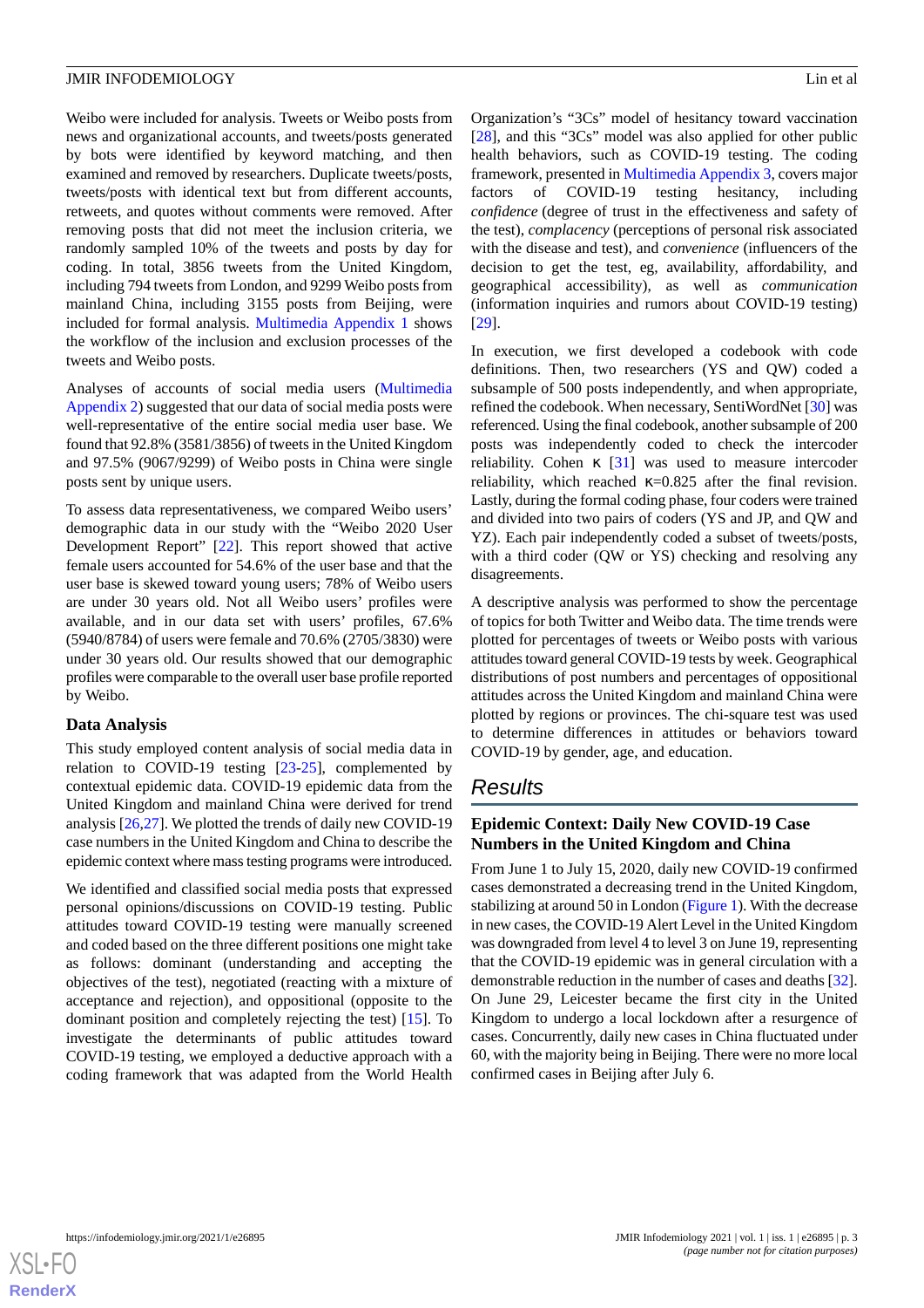Weibo were included for analysis. Tweets or Weibo posts from news and organizational accounts, and tweets/posts generated by bots were identified by keyword matching, and then examined and removed by researchers. Duplicate tweets/posts, tweets/posts with identical text but from different accounts, retweets, and quotes without comments were removed. After removing posts that did not meet the inclusion criteria, we randomly sampled 10% of the tweets and posts by day for coding. In total, 3856 tweets from the United Kingdom, including 794 tweets from London, and 9299 Weibo posts from mainland China, including 3155 posts from Beijing, were included for formal analysis. Multimedia Appendix 1 shows the workflow of the inclusion and exclusion processes of the tweets and Weibo posts.

Analyses of accounts of social media users (Multimedia Appendix 2) suggested that our data of social media posts were well-representative of the entire social media user base. We found that 92.8% (3581/3856) of tweets in the United Kingdom and 97.5% (9067/9299) of Weibo posts in China were single posts sent by unique users.

To assess data representativeness, we compared Weibo users' demographic data in our study with the "Weibo 2020 User Development Report" [22]. This report showed that active female users accounted for 54.6% of the user base and that the user base is skewed toward young users; 78% of Weibo users are under 30 years old. Not all Weibo users' profiles were available, and in our data set with users' profiles, 67.6% (5940/8784) of users were female and 70.6% (2705/3830) were under 30 years old. Our results showed that our demographic profiles were comparable to the overall user base profile reported by Weibo.

### Data Analysis

This study employed content analysis of social media data in relation to COVID-19 testing [23-25], complemented by contextual epidemic data. COVID-19 epidemic data from the United Kingdom and mainland China were derived for trend analysis [26,27]. We plotted the trends of daily new COVID-19 case numbers in the United Kingdom and China to describe the epidemic context where mass testing programs were introduced.

We identified and classified social media posts that expressed personal opinions/discussions on COVID-19 testing. Public attitudes toward COVID-19 testing were manually screened and coded based on the three different positions one might take as follows: dominant (understanding and accepting the objectives of the test), negotiated (reacting with a mixture of acceptance and rejection), and oppositional (opposite to the dominant position and completely rejecting the test) [15]. To investigate the determinants of public attitudes toward COVID-19 testing, we employed a deductive approach with a coding framework that was adapted from the World Health Organization's "3Cs" model of hesitancy toward vaccination [28], and this "3Cs" model was also applied for other public health behaviors, such as COVID-19 testing. The coding framework, presented in Multimedia Appendix 3, covers major factors of COVID-19 testing hesitancy, including *confidence* (degree of trust in the effectiveness and safety of the test), *complacency* (perceptions of personal risk associated with the disease and test), and *convenience* (influencers of the decision to get the test, eg, availability, affordability, and geographical accessibility), as well as *communication* (information inquiries and rumors about COVID-19 testing) [29].

In execution, we first developed a codebook with code definitions. Then, two researchers (YS and QW) coded a subsample of 500 posts independently, and when appropriate, refined the codebook. When necessary, SentiWordNet [30] was referenced. Using the final codebook, another subsample of 200 posts was independently coded to check the intercoder reliability. Cohen κ [31] was used to measure intercoder reliability, which reached κ=0.825 after the final revision. Lastly, during the formal coding phase, four coders were trained and divided into two pairs of coders (YS and JP, and QW and YZ). Each pair independently coded a subset of tweets/posts, with a third coder (QW or YS) checking and resolving any disagreements.

A descriptive analysis was performed to show the percentage of topics for both Twitter and Weibo data. The time trends were plotted for percentages of tweets or Weibo posts with various attitudes toward general COVID-19 tests by week. Geographical distributions of post numbers and percentages of oppositional attitudes across the United Kingdom and mainland China were plotted by regions or provinces. The chi-square test was used to determine differences in attitudes or behaviors toward COVID-19 by gender, age, and education.

## Results

### Epidemic Context: Daily New COVID-19 Case Numbers in the United Kingdom and China

From June 1 to July 15, 2020, daily new COVID-19 confirmed cases demonstrated a decreasing trend in the United Kingdom, stabilizing at around 50 in London (Figure 1). With the decrease in new cases, the COVID-19 Alert Level in the United Kingdom was downgraded from level 4 to level 3 on June 19, representing that the COVID-19 epidemic was in general circulation with a demonstrable reduction in the number of cases and deaths [32]. On June 29, Leicester became the first city in the United Kingdom to undergo a local lockdown after a resurgence of cases. Concurrently, daily new cases in China fluctuated under 60, with the majority being in Beijing. There were no more local confirmed cases in Beijing after July 6.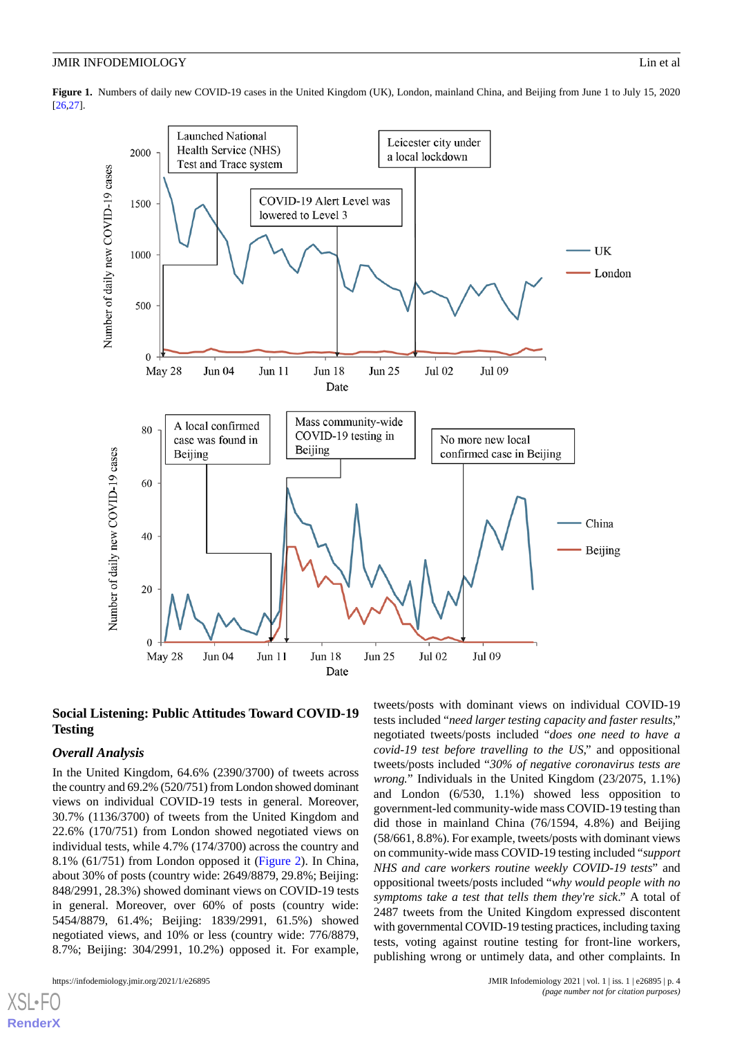**Figure 1.** Numbers of daily new COVID-19 cases in the United Kingdom (UK), London, mainland China, and Beijing from June 1 to July 15, 2020 [26,27].

## Social Listening: Public Attitudes Toward COVID-19 Testing

### *Overall Analysis*

In the United Kingdom, 64.6% (2390/3700) of tweets across the country and 69.2% (520/751) from London showed dominant views on individual COVID-19 tests in general. Moreover, 30.7% (1136/3700) of tweets from the United Kingdom and 22.6% (170/751) from London showed negotiated views on individual tests, while 4.7% (174/3700) across the country and 8.1% (61/751) from London opposed it (Figure 2). In China, about 30% of posts (country wide: 2649/8879, 29.8%; Beijing: 848/2991, 28.3%) showed dominant views on COVID-19 tests in general. Moreover, over 60% of posts (country wide: 5454/8879, 61.4%; Beijing: 1839/2991, 61.5%) showed negotiated views, and 10% or less (country wide: 776/8879, 8.7%; Beijing: 304/2991, 10.2%) opposed it. For example, tweets/posts with dominant views on individual COVID-19 tests included "*need larger testing capacity and faster results*," negotiated tweets/posts included "*does one need to have a covid-19 test before travelling to the US*," and oppositional tweets/posts included "*30% of negative coronavirus tests are wrong*." Individuals in the United Kingdom (23/2075, 1.1%) and London (6/530, 1.1%) showed less opposition to government-led community-wide mass COVID-19 testing than did those in mainland China (76/1594, 4.8%) and Beijing (58/661, 8.8%). For example, tweets/posts with dominant views on community-wide mass COVID-19 testing included "*support NHS and care workers routine weekly COVID-19 tests*" and oppositional tweets/posts included "*why would people with no symptoms take a test that tells them they're sick*." A total of 2487 tweets from the United Kingdom expressed discontent with governmental COVID-19 testing practices, including taxing tests, voting against routine testing for front-line workers, publishing wrong or untimely data, and other complaints. In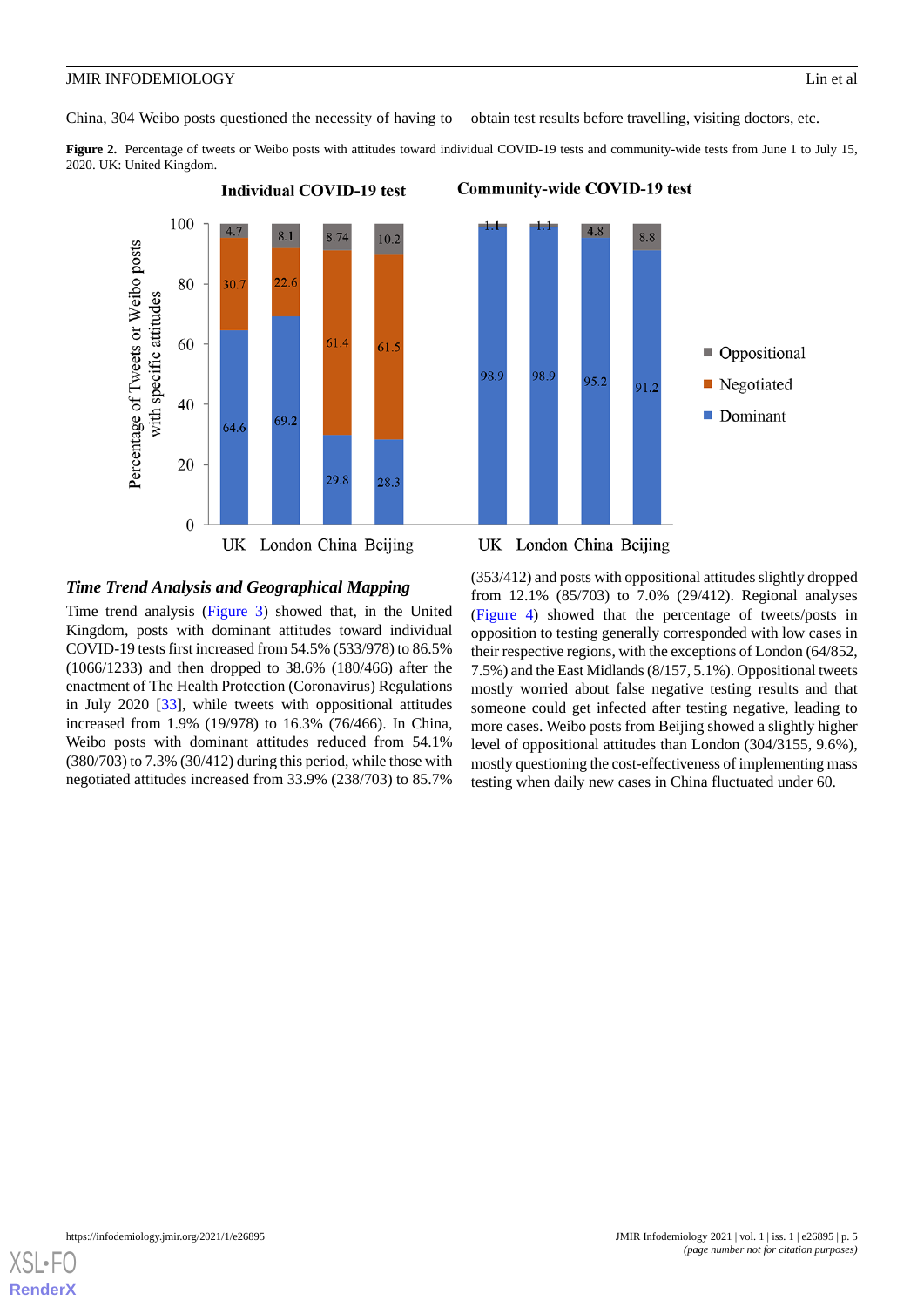China, 304 Weibo posts questioned the necessity of having to obtain test results before travelling, visiting doctors, etc.

**Figure 2.** Percentage of tweets or Weibo posts with attitudes toward individual COVID-19 tests and community-wide tests from June 1 to July 15, 2020. UK: United Kingdom.

### *Time Trend Analysis and Geographical Mapping*

Time trend analysis (Figure 3) showed that, in the United Kingdom, posts with dominant attitudes toward individual COVID-19 tests first increased from 54.5% (533/978) to 86.5% (1066/1233) and then dropped to 38.6% (180/466) after the enactment of The Health Protection (Coronavirus) Regulations in July 2020 [33], while tweets with oppositional attitudes increased from 1.9% (19/978) to 16.3% (76/466). In China, Weibo posts with dominant attitudes reduced from 54.1% (380/703) to 7.3% (30/412) during this period, while those with negotiated attitudes increased from 33.9% (238/703) to 85.7% (353/412) and posts with oppositional attitudes slightly dropped from 12.1% (85/703) to 7.0% (29/412). Regional analyses (Figure 4) showed that the percentage of tweets/posts in opposition to testing generally corresponded with low cases in their respective regions, with the exceptions of London (64/852, 7.5%) and the East Midlands (8/157, 5.1%). Oppositional tweets mostly worried about false negative testing results and that someone could get infected after testing negative, leading to more cases. Weibo posts from Beijing showed a slightly higher level of oppositional attitudes than London (304/3155, 9.6%), mostly questioning the cost-effectiveness of implementing mass testing when daily new cases in China fluctuated under 60.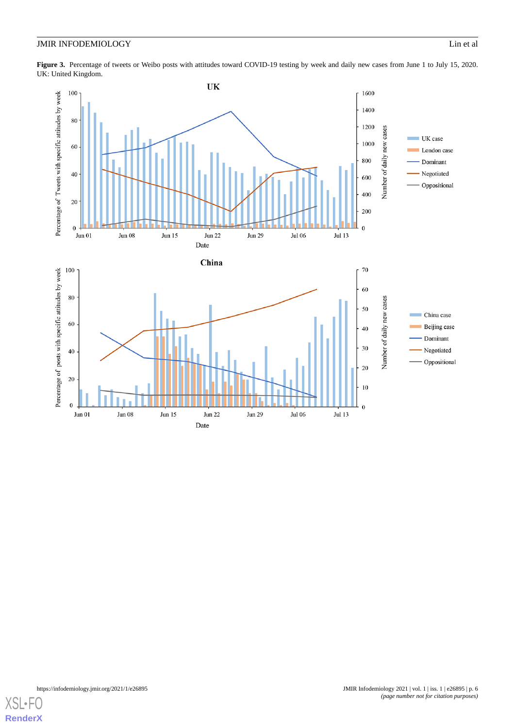**Figure 3.** Percentage of tweets or Weibo posts with attitudes toward COVID-19 testing by week and daily new cases from June 1 to July 15, 2020. UK: United Kingdom.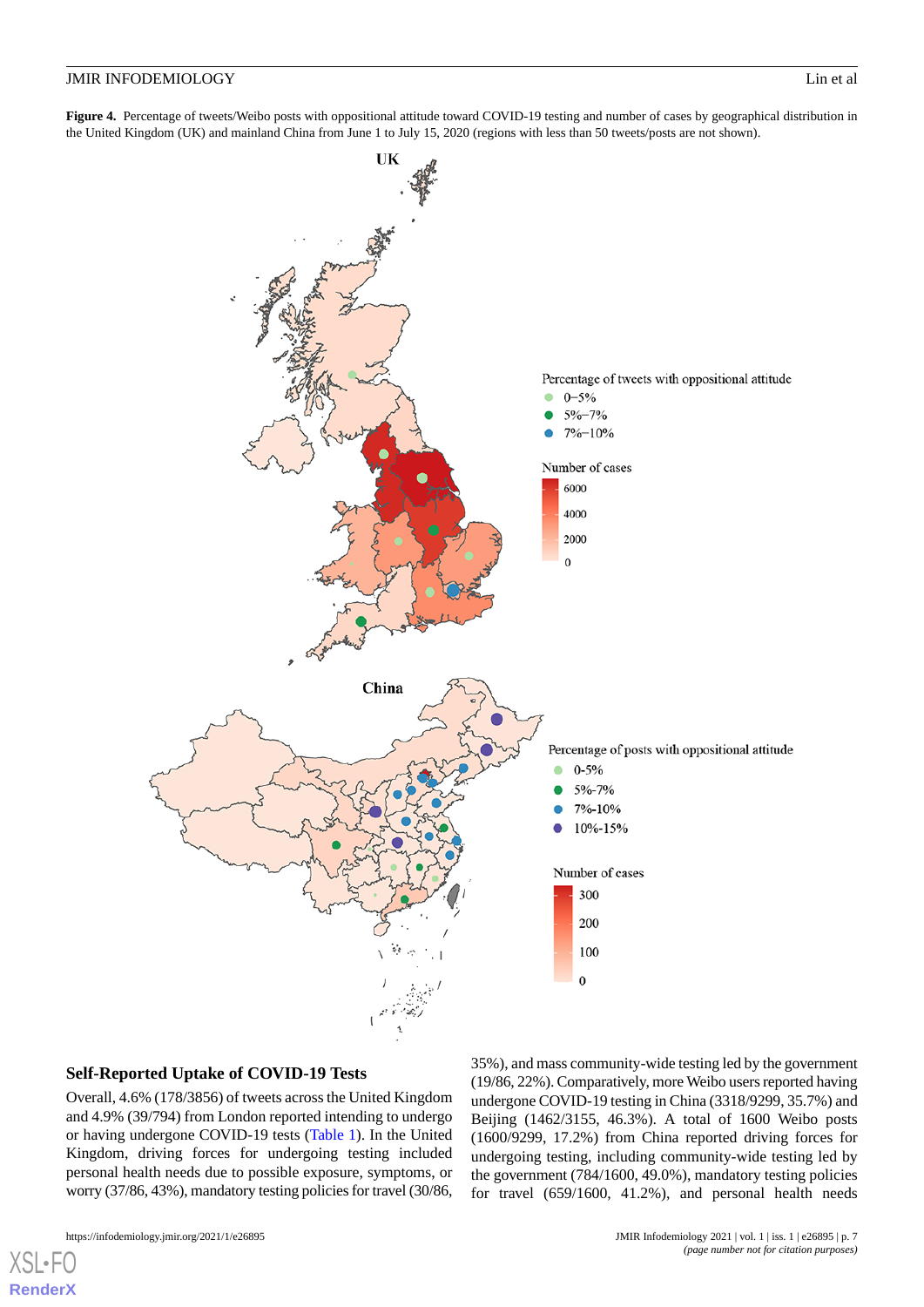**Figure 4.** Percentage of tweets/Weibo posts with oppositional attitude toward COVID-19 testing and number of cases by geographical distribution in the United Kingdom (UK) and mainland China from June 1 to July 15, 2020 (regions with less than 50 tweets/posts are not shown).

## Self-Reported Uptake of COVID-19 Tests

Overall, 4.6% (178/3856) of tweets across the United Kingdom and 4.9% (39/794) from London reported intending to undergo or having undergone COVID-19 tests (Table 1). In the United Kingdom, driving forces for undergoing testing included personal health needs due to possible exposure, symptoms, or worry (37/86, 43%), mandatory testing policies for travel (30/86, 35%), and mass community-wide testing led by the government (19/86, 22%). Comparatively, more Weibo users reported having undergone COVID-19 testing in China (3318/9299, 35.7%) and Beijing (1462/3155, 46.3%). A total of 1600 Weibo posts (1600/9299, 17.2%) from China reported driving forces for undergoing testing, including community-wide testing led by the government (784/1600, 49.0%), mandatory testing policies for travel (659/1600, 41.2%), and personal health needs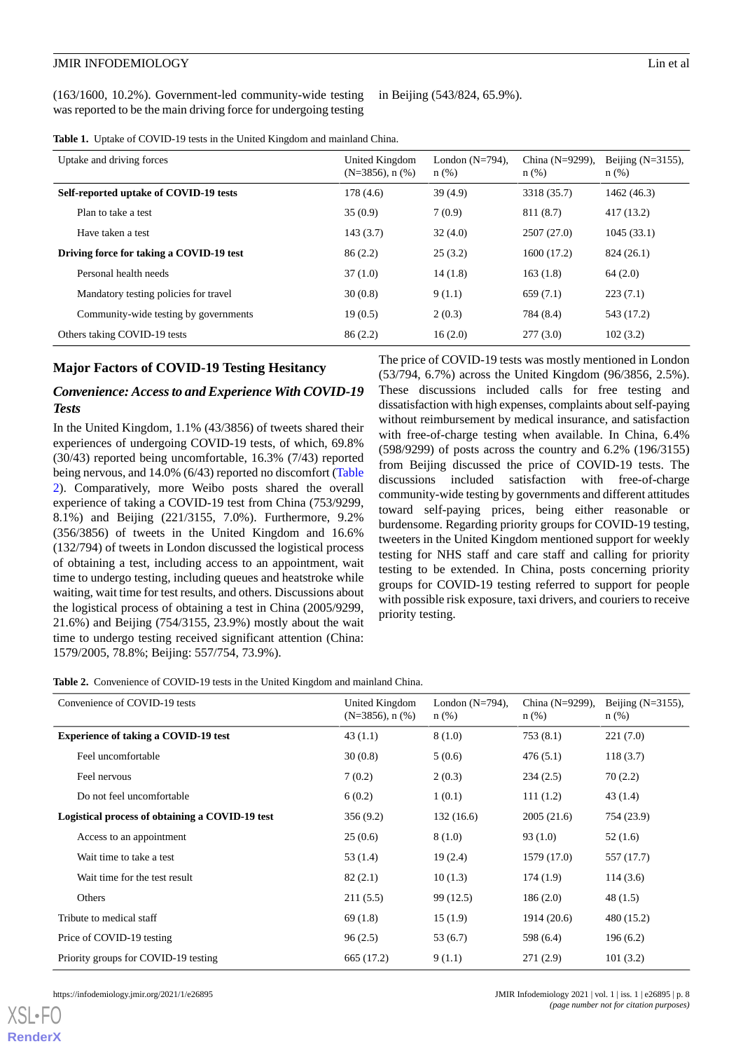(163/1600, 10.2%). Government-led community-wide testing was reported to be the main driving force for undergoing testing in Beijing (543/824, 65.9%).

**Table 1.** Uptake of COVID-19 tests in the United Kingdom and mainland China.

| Uptake and driving forces | United Kingdom (N=3856), n (%) | London (N=794), n (%) | China (N=9299), n (%) | Beijing (N=3155), n (%) |
|---|---|---|---|---|
| **Self-reported uptake of COVID-19 tests** | 178 (4.6) | 39 (4.9) | 3318 (35.7) | 1462 (46.3) |
| Plan to take a test | 35 (0.9) | 7 (0.9) | 811 (8.7) | 417 (13.2) |
| Have taken a test | 143 (3.7) | 32 (4.0) | 2507 (27.0) | 1045 (33.1) |
| **Driving force for taking a COVID-19 test** | 86 (2.2) | 25 (3.2) | 1600 (17.2) | 824 (26.1) |
| Personal health needs | 37 (1.0) | 14 (1.8) | 163 (1.8) | 64 (2.0) |
| Mandatory testing policies for travel | 30 (0.8) | 9 (1.1) | 659 (7.1) | 223 (7.1) |
| Community-wide testing by governments | 19 (0.5) | 2 (0.3) | 784 (8.4) | 543 (17.2) |
| Others taking COVID-19 tests | 86 (2.2) | 16 (2.0) | 277 (3.0) | 102 (3.2) |

## Major Factors of COVID-19 Testing Hesitancy

### *Convenience: Access to and Experience With COVID-19 Tests*

In the United Kingdom, 1.1% (43/3856) of tweets shared their experiences of undergoing COVID-19 tests, of which, 69.8% (30/43) reported being uncomfortable, 16.3% (7/43) reported being nervous, and 14.0% (6/43) reported no discomfort (Table 2). Comparatively, more Weibo posts shared the overall experience of taking a COVID-19 test from China (753/9299, 8.1%) and Beijing (221/3155, 7.0%). Furthermore, 9.2% (356/3856) of tweets in the United Kingdom and 16.6% (132/794) of tweets in London discussed the logistical process of obtaining a test, including access to an appointment, wait time to undergo testing, including queues and heatstroke while waiting, wait time for test results, and others. Discussions about the logistical process of obtaining a test in China (2005/9299, 21.6%) and Beijing (754/3155, 23.9%) mostly about the wait time to undergo testing received significant attention (China: 1579/2005, 78.8%; Beijing: 557/754, 73.9%).

The price of COVID-19 tests was mostly mentioned in London (53/794, 6.7%) across the United Kingdom (96/3856, 2.5%). These discussions included calls for free testing and dissatisfaction with high expenses, complaints about self-paying without reimbursement by medical insurance, and satisfaction with free-of-charge testing when available. In China, 6.4% (598/9299) of posts across the country and 6.2% (196/3155) from Beijing discussed the price of COVID-19 tests. The discussions included satisfaction with free-of-charge community-wide testing by governments and different attitudes toward self-paying prices, being either reasonable or burdensome. Regarding priority groups for COVID-19 testing, tweeters in the United Kingdom mentioned support for weekly testing for NHS staff and care staff and calling for priority testing to be extended. In China, posts concerning priority groups for COVID-19 testing referred to support for people with possible risk exposure, taxi drivers, and couriers to receive priority testing.

**Table 2.** Convenience of COVID-19 tests in the United Kingdom and mainland China.

| Convenience of COVID-19 tests | United Kingdom (N=3856), n (%) | London (N=794), n (%) | China (N=9299), n (%) | Beijing (N=3155), n (%) |
|---|---|---|---|---|
| **Experience of taking a COVID-19 test** | 43 (1.1) | 8 (1.0) | 753 (8.1) | 221 (7.0) |
| Feel uncomfortable | 30 (0.8) | 5 (0.6) | 476 (5.1) | 118 (3.7) |
| Feel nervous | 7 (0.2) | 2 (0.3) | 234 (2.5) | 70 (2.2) |
| Do not feel uncomfortable | 6 (0.2) | 1 (0.1) | 111 (1.2) | 43 (1.4) |
| **Logistical process of obtaining a COVID-19 test** | 356 (9.2) | 132 (16.6) | 2005 (21.6) | 754 (23.9) |
| Access to an appointment | 25 (0.6) | 8 (1.0) | 93 (1.0) | 52 (1.6) |
| Wait time to take a test | 53 (1.4) | 19 (2.4) | 1579 (17.0) | 557 (17.7) |
| Wait time for the test result | 82 (2.1) | 10 (1.3) | 174 (1.9) | 114 (3.6) |
| Others | 211 (5.5) | 99 (12.5) | 186 (2.0) | 48 (1.5) |
| Tribute to medical staff | 69 (1.8) | 15 (1.9) | 1914 (20.6) | 480 (15.2) |
| Price of COVID-19 testing | 96 (2.5) | 53 (6.7) | 598 (6.4) | 196 (6.2) |
| Priority groups for COVID-19 testing | 665 (17.2) | 9 (1.1) | 271 (2.9) | 101 (3.2) |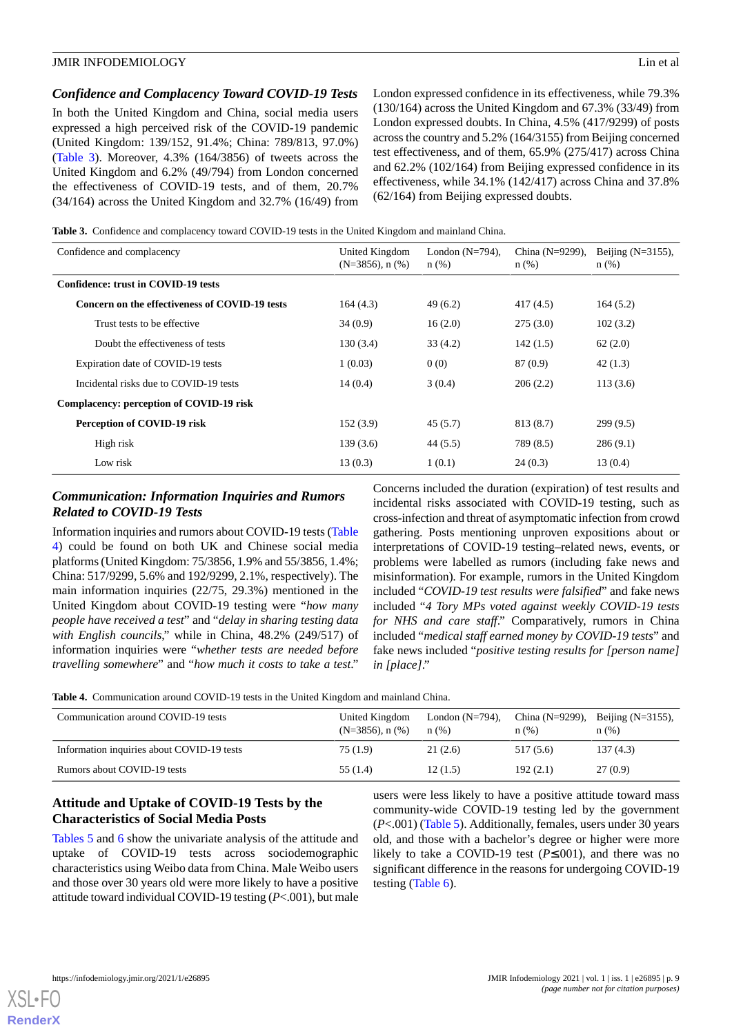### *Confidence and Complacency Toward COVID-19 Tests*

In both the United Kingdom and China, social media users expressed a high perceived risk of the COVID-19 pandemic (United Kingdom: 139/152, 91.4%; China: 789/813, 97.0%) (Table 3). Moreover, 4.3% (164/3856) of tweets across the United Kingdom and 6.2% (49/794) from London concerned the effectiveness of COVID-19 tests, and of them, 20.7% (34/164) across the United Kingdom and 32.7% (16/49) from London expressed confidence in its effectiveness, while 79.3% (130/164) across the United Kingdom and 67.3% (33/49) from London expressed doubts. In China, 4.5% (417/9299) of posts across the country and 5.2% (164/3155) from Beijing concerned test effectiveness, and of them, 65.9% (275/417) across China and 62.2% (102/164) from Beijing expressed confidence in its effectiveness, while 34.1% (142/417) across China and 37.8% (62/164) from Beijing expressed doubts.

**Table 3.** Confidence and complacency toward COVID-19 tests in the United Kingdom and mainland China.

| Confidence and complacency | United Kingdom (N=3856), n (%) | London (N=794), n (%) | China (N=9299), n (%) | Beijing (N=3155), n (%) |
|---|---|---|---|---|
| **Confidence: trust in COVID-19 tests** | | | | |
| **Concern on the effectiveness of COVID-19 tests** | 164 (4.3) | 49 (6.2) | 417 (4.5) | 164 (5.2) |
| Trust tests to be effective | 34 (0.9) | 16 (2.0) | 275 (3.0) | 102 (3.2) |
| Doubt the effectiveness of tests | 130 (3.4) | 33 (4.2) | 142 (1.5) | 62 (2.0) |
| Expiration date of COVID-19 tests | 1 (0.03) | 0 (0) | 87 (0.9) | 42 (1.3) |
| Incidental risks due to COVID-19 tests | 14 (0.4) | 3 (0.4) | 206 (2.2) | 113 (3.6) |
| **Complacency: perception of COVID-19 risk** | | | | |
| **Perception of COVID-19 risk** | 152 (3.9) | 45 (5.7) | 813 (8.7) | 299 (9.5) |
| High risk | 139 (3.6) | 44 (5.5) | 789 (8.5) | 286 (9.1) |
| Low risk | 13 (0.3) | 1 (0.1) | 24 (0.3) | 13 (0.4) |

### *Communication: Information Inquiries and Rumors Related to COVID-19 Tests*

Information inquiries and rumors about COVID-19 tests (Table 4) could be found on both UK and Chinese social media platforms (United Kingdom: 75/3856, 1.9% and 55/3856, 1.4%; China: 517/9299, 5.6% and 192/9299, 2.1%, respectively). The main information inquiries (22/75, 29.3%) mentioned in the United Kingdom about COVID-19 testing were "*how many people have received a test*" and "*delay in sharing testing data with English councils*," while in China, 48.2% (249/517) of information inquiries were "*whether tests are needed before travelling somewhere*" and "*how much it costs to take a test*." Concerns included the duration (expiration) of test results and incidental risks associated with COVID-19 testing, such as cross-infection and threat of asymptomatic infection from crowd gathering. Posts mentioning unproven expositions about or interpretations of COVID-19 testing–related news, events, or problems were labelled as rumors (including fake news and misinformation). For example, rumors in the United Kingdom included "*COVID-19 test results were falsified*" and fake news included "*4 Tory MPs voted against weekly COVID-19 tests for NHS and care staff*." Comparatively, rumors in China included "*medical staff earned money by COVID-19 tests*" and fake news included "*positive testing results for [person name] in [place]*."

**Table 4.** Communication around COVID-19 tests in the United Kingdom and mainland China.

| Communication around COVID-19 tests | United Kingdom (N=3856), n (%) | London (N=794), n (%) | China (N=9299), n (%) | Beijing (N=3155), n (%) |
|---|---|---|---|---|
| Information inquiries about COVID-19 tests | 75 (1.9) | 21 (2.6) | 517 (5.6) | 137 (4.3) |
| Rumors about COVID-19 tests | 55 (1.4) | 12 (1.5) | 192 (2.1) | 27 (0.9) |

## Attitude and Uptake of COVID-19 Tests by the Characteristics of Social Media Posts

Tables 5 and 6 show the univariate analysis of the attitude and uptake of COVID-19 tests across sociodemographic characteristics using Weibo data from China. Male Weibo users and those over 30 years old were more likely to have a positive attitude toward individual COVID-19 testing ($P<.001$), but male users were less likely to have a positive attitude toward mass community-wide COVID-19 testing led by the government ($P<.001$) (Table 5). Additionally, females, users under 30 years old, and those with a bachelor's degree or higher were more likely to take a COVID-19 test ($P\leq.001$), and there was no significant difference in the reasons for undergoing COVID-19 testing (Table 6).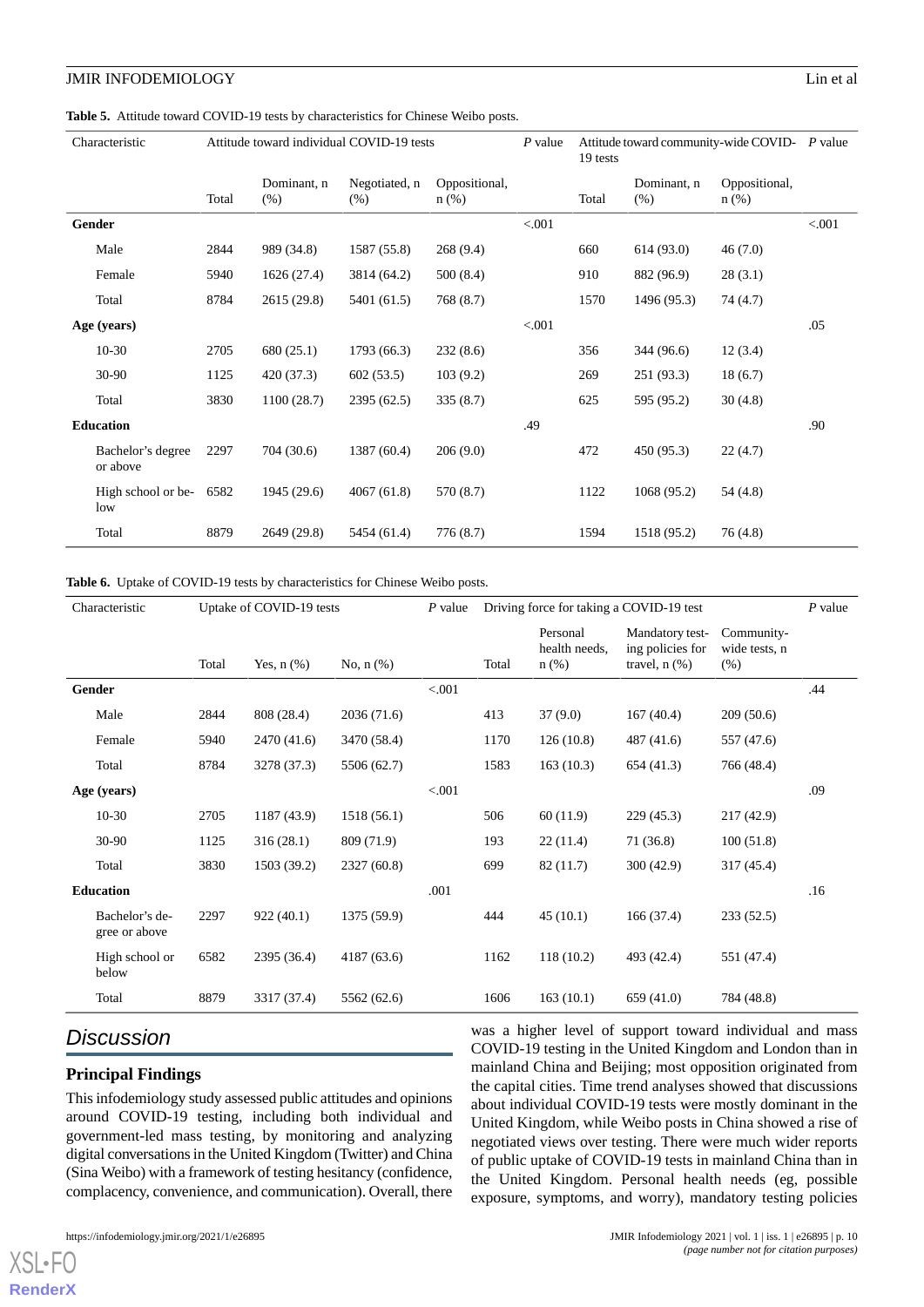**Table 5.** Attitude toward COVID-19 tests by characteristics for Chinese Weibo posts.

| Characteristic | Attitude toward individual COVID-19 tests | | | | *P* value | Attitude toward community-wide COVID-19 tests | | | *P* value |
|---|---|---|---|---|---|---|---|---|---|
| | Total | Dominant, n (%) | Negotiated, n (%) | Oppositional, n (%) | | Total | Dominant, n (%) | Oppositional, n (%) | |
| **Gender** | | | | | <.001 | | | | <.001 |
| Male | 2844 | 989 (34.8) | 1587 (55.8) | 268 (9.4) | | 660 | 614 (93.0) | 46 (7.0) | |
| Female | 5940 | 1626 (27.4) | 3814 (64.2) | 500 (8.4) | | 910 | 882 (96.9) | 28 (3.1) | |
| Total | 8784 | 2615 (29.8) | 5401 (61.5) | 768 (8.7) | | 1570 | 1496 (95.3) | 74 (4.7) | |
| **Age (years)** | | | | | <.001 | | | | .05 |
| 10-30 | 2705 | 680 (25.1) | 1793 (66.3) | 232 (8.6) | | 356 | 344 (96.6) | 12 (3.4) | |
| 30-90 | 1125 | 420 (37.3) | 602 (53.5) | 103 (9.2) | | 269 | 251 (93.3) | 18 (6.7) | |
| Total | 3830 | 1100 (28.7) | 2395 (62.5) | 335 (8.7) | | 625 | 595 (95.2) | 30 (4.8) | |
| **Education** | | | | | .49 | | | | .90 |
| Bachelor's degree or above | 2297 | 704 (30.6) | 1387 (60.4) | 206 (9.0) | | 472 | 450 (95.3) | 22 (4.7) | |
| High school or below | 6582 | 1945 (29.6) | 4067 (61.8) | 570 (8.7) | | 1122 | 1068 (95.2) | 54 (4.8) | |
| Total | 8879 | 2649 (29.8) | 5454 (61.4) | 776 (8.7) | | 1594 | 1518 (95.2) | 76 (4.8) | |

**Table 6.** Uptake of COVID-19 tests by characteristics for Chinese Weibo posts.

| Characteristic | Uptake of COVID-19 tests | | | *P* value | Driving force for taking a COVID-19 test | | | | *P* value |
|---|---|---|---|---|---|---|---|---|---|
| | Total | Yes, n (%) | No, n (%) | | Total | Personal health needs, n (%) | Mandatory testing policies for travel, n (%) | Community-wide tests, n (%) | |
| **Gender** | | | | <.001 | | | | | .44 |
| Male | 2844 | 808 (28.4) | 2036 (71.6) | | 413 | 37 (9.0) | 167 (40.4) | 209 (50.6) | |
| Female | 5940 | 2470 (41.6) | 3470 (58.4) | | 1170 | 126 (10.8) | 487 (41.6) | 557 (47.6) | |
| Total | 8784 | 3278 (37.3) | 5506 (62.7) | | 1583 | 163 (10.3) | 654 (41.3) | 766 (48.4) | |
| **Age (years)** | | | | <.001 | | | | | .09 |
| 10-30 | 2705 | 1187 (43.9) | 1518 (56.1) | | 506 | 60 (11.9) | 229 (45.3) | 217 (42.9) | |
| 30-90 | 1125 | 316 (28.1) | 809 (71.9) | | 193 | 22 (11.4) | 71 (36.8) | 100 (51.8) | |
| Total | 3830 | 1503 (39.2) | 2327 (60.8) | | 699 | 82 (11.7) | 300 (42.9) | 317 (45.4) | |
| **Education** | | | | .001 | | | | | .16 |
| Bachelor's degree or above | 2297 | 922 (40.1) | 1375 (59.9) | | 444 | 45 (10.1) | 166 (37.4) | 233 (52.5) | |
| High school or below | 6582 | 2395 (36.4) | 4187 (63.6) | | 1162 | 118 (10.2) | 493 (42.4) | 551 (47.4) | |
| Total | 8879 | 3317 (37.4) | 5562 (62.6) | | 1606 | 163 (10.1) | 659 (41.0) | 784 (48.8) | |

# Discussion

## Principal Findings

This infodemiology study assessed public attitudes and opinions around COVID-19 testing, including both individual and government-led mass testing, by monitoring and analyzing digital conversations in the United Kingdom (Twitter) and China (Sina Weibo) with a framework of testing hesitancy (confidence, complacency, convenience, and communication). Overall, there was a higher level of support toward individual and mass COVID-19 testing in the United Kingdom and London than in mainland China and Beijing; most opposition originated from the capital cities. Time trend analyses showed that discussions about individual COVID-19 tests were mostly dominant in the United Kingdom, while Weibo posts in China showed a rise of negotiated views over testing. There were much wider reports of public uptake of COVID-19 tests in mainland China than in the United Kingdom. Personal health needs (eg, possible exposure, symptoms, and worry), mandatory testing policies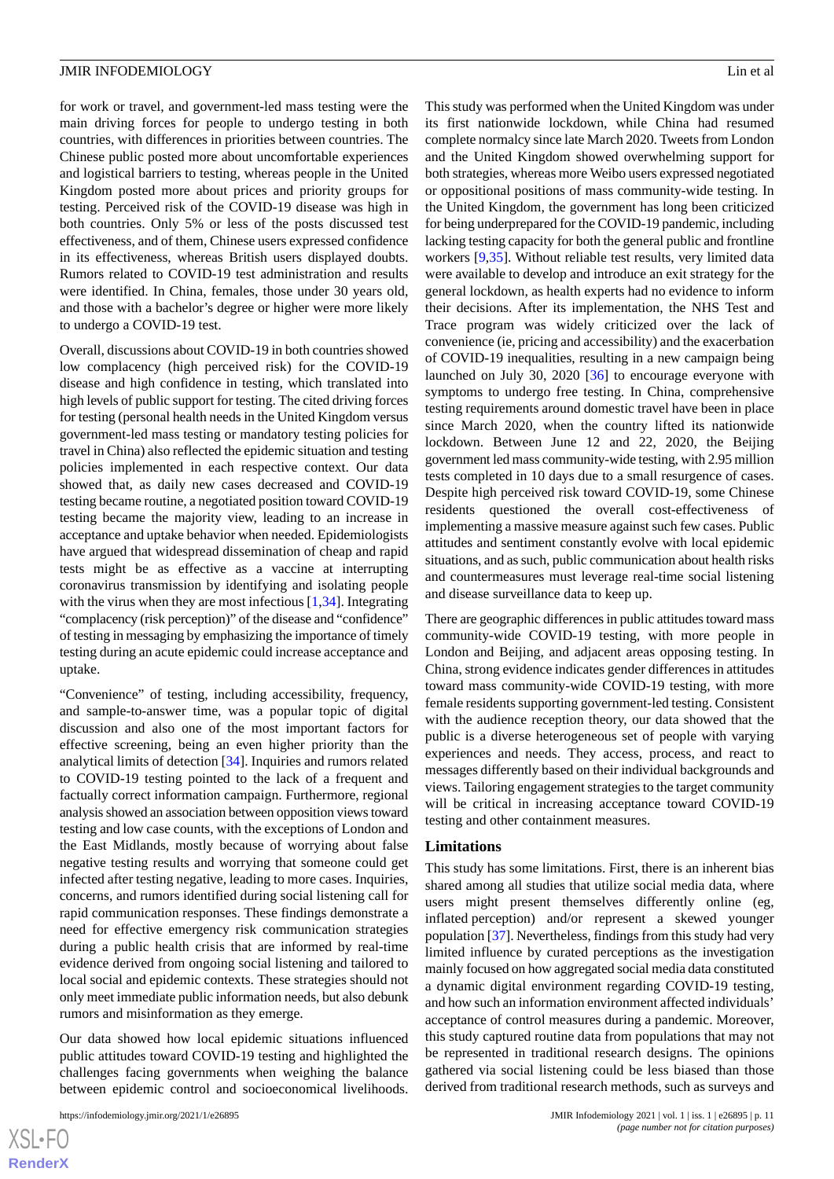for work or travel, and government-led mass testing were the main driving forces for people to undergo testing in both countries, with differences in priorities between countries. The Chinese public posted more about uncomfortable experiences and logistical barriers to testing, whereas people in the United Kingdom posted more about prices and priority groups for testing. Perceived risk of the COVID-19 disease was high in both countries. Only 5% or less of the posts discussed test effectiveness, and of them, Chinese users expressed confidence in its effectiveness, whereas British users displayed doubts. Rumors related to COVID-19 test administration and results were identified. In China, females, those under 30 years old, and those with a bachelor's degree or higher were more likely to undergo a COVID-19 test.

Overall, discussions about COVID-19 in both countries showed low complacency (high perceived risk) for the COVID-19 disease and high confidence in testing, which translated into high levels of public support for testing. The cited driving forces for testing (personal health needs in the United Kingdom versus government-led mass testing or mandatory testing policies for travel in China) also reflected the epidemic situation and testing policies implemented in each respective context. Our data showed that, as daily new cases decreased and COVID-19 testing became routine, a negotiated position toward COVID-19 testing became the majority view, leading to an increase in acceptance and uptake behavior when needed. Epidemiologists have argued that widespread dissemination of cheap and rapid tests might be as effective as a vaccine at interrupting coronavirus transmission by identifying and isolating people with the virus when they are most infectious [1,34]. Integrating "complacency (risk perception)" of the disease and "confidence" of testing in messaging by emphasizing the importance of timely testing during an acute epidemic could increase acceptance and uptake.

"Convenience" of testing, including accessibility, frequency, and sample-to-answer time, was a popular topic of digital discussion and also one of the most important factors for effective screening, being an even higher priority than the analytical limits of detection [34]. Inquiries and rumors related to COVID-19 testing pointed to the lack of a frequent and factually correct information campaign. Furthermore, regional analysis showed an association between opposition views toward testing and low case counts, with the exceptions of London and the East Midlands, mostly because of worrying about false negative testing results and worrying that someone could get infected after testing negative, leading to more cases. Inquiries, concerns, and rumors identified during social listening call for rapid communication responses. These findings demonstrate a need for effective emergency risk communication strategies during a public health crisis that are informed by real-time evidence derived from ongoing social listening and tailored to local social and epidemic contexts. These strategies should not only meet immediate public information needs, but also debunk rumors and misinformation as they emerge.

Our data showed how local epidemic situations influenced public attitudes toward COVID-19 testing and highlighted the challenges facing governments when weighing the balance between epidemic control and socioeconomical livelihoods. This study was performed when the United Kingdom was under its first nationwide lockdown, while China had resumed complete normalcy since late March 2020. Tweets from London and the United Kingdom showed overwhelming support for both strategies, whereas more Weibo users expressed negotiated or oppositional positions of mass community-wide testing. In the United Kingdom, the government has long been criticized for being underprepared for the COVID-19 pandemic, including lacking testing capacity for both the general public and frontline workers [9,35]. Without reliable test results, very limited data were available to develop and introduce an exit strategy for the general lockdown, as health experts had no evidence to inform their decisions. After its implementation, the NHS Test and Trace program was widely criticized over the lack of convenience (ie, pricing and accessibility) and the exacerbation of COVID-19 inequalities, resulting in a new campaign being launched on July 30, 2020 [36] to encourage everyone with symptoms to undergo free testing. In China, comprehensive testing requirements around domestic travel have been in place since March 2020, when the country lifted its nationwide lockdown. Between June 12 and 22, 2020, the Beijing government led mass community-wide testing, with 2.95 million tests completed in 10 days due to a small resurgence of cases. Despite high perceived risk toward COVID-19, some Chinese residents questioned the overall cost-effectiveness of implementing a massive measure against such few cases. Public attitudes and sentiment constantly evolve with local epidemic situations, and as such, public communication about health risks and countermeasures must leverage real-time social listening and disease surveillance data to keep up.

There are geographic differences in public attitudes toward mass community-wide COVID-19 testing, with more people in London and Beijing, and adjacent areas opposing testing. In China, strong evidence indicates gender differences in attitudes toward mass community-wide COVID-19 testing, with more female residents supporting government-led testing. Consistent with the audience reception theory, our data showed that the public is a diverse heterogeneous set of people with varying experiences and needs. They access, process, and react to messages differently based on their individual backgrounds and views. Tailoring engagement strategies to the target community will be critical in increasing acceptance toward COVID-19 testing and other containment measures.

## Limitations

This study has some limitations. First, there is an inherent bias shared among all studies that utilize social media data, where users might present themselves differently online (eg, inflated perception) and/or represent a skewed younger population [37]. Nevertheless, findings from this study had very limited influence by curated perceptions as the investigation mainly focused on how aggregated social media data constituted a dynamic digital environment regarding COVID-19 testing, and how such an information environment affected individuals' acceptance of control measures during a pandemic. Moreover, this study captured routine data from populations that may not be represented in traditional research designs. The opinions gathered via social listening could be less biased than those derived from traditional research methods, such as surveys and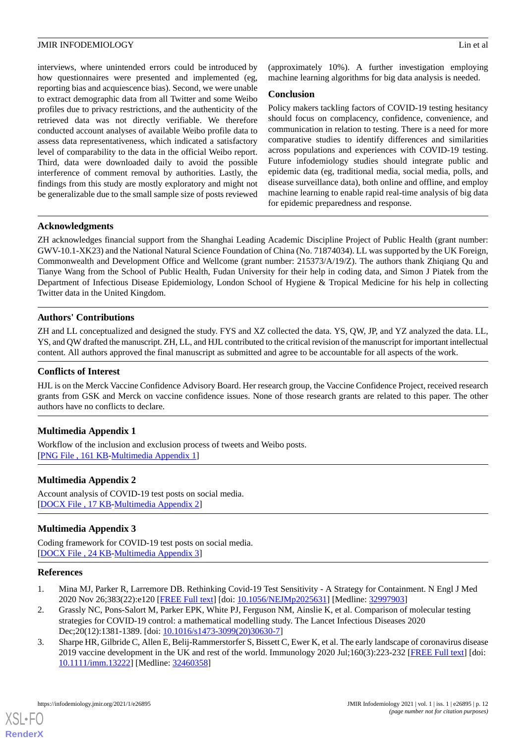interviews, where unintended errors could be introduced by how questionnaires were presented and implemented (eg, reporting bias and acquiescence bias). Second, we were unable to extract demographic data from all Twitter and some Weibo profiles due to privacy restrictions, and the authenticity of the retrieved data was not directly verifiable. We therefore conducted account analyses of available Weibo profile data to assess data representativeness, which indicated a satisfactory level of comparability to the data in the official Weibo report. Third, data were downloaded daily to avoid the possible interference of comment removal by authorities. Lastly, the findings from this study are mostly exploratory and might not be generalizable due to the small sample size of posts reviewed (approximately 10%). A further investigation employing machine learning algorithms for big data analysis is needed.

### Conclusion

Policy makers tackling factors of COVID-19 testing hesitancy should focus on complacency, confidence, convenience, and communication in relation to testing. There is a need for more comparative studies to identify differences and similarities across populations and experiences with COVID-19 testing. Future infodemiology studies should integrate public and epidemic data (eg, traditional media, social media, polls, and disease surveillance data), both online and offline, and employ machine learning to enable rapid real-time analysis of big data for epidemic preparedness and response.

## Acknowledgments

ZH acknowledges financial support from the Shanghai Leading Academic Discipline Project of Public Health (grant number: GWV-10.1-XK23) and the National Natural Science Foundation of China (No. 71874034). LL was supported by the UK Foreign, Commonwealth and Development Office and Wellcome (grant number: 215373/A/19/Z). The authors thank Zhiqiang Qu and Tianye Wang from the School of Public Health, Fudan University for their help in coding data, and Simon J Piatek from the Department of Infectious Disease Epidemiology, London School of Hygiene & Tropical Medicine for his help in collecting Twitter data in the United Kingdom.

## Authors' Contributions

ZH and LL conceptualized and designed the study. FYS and XZ collected the data. YS, QW, JP, and YZ analyzed the data. LL, YS, and QW drafted the manuscript. ZH, LL, and HJL contributed to the critical revision of the manuscript for important intellectual content. All authors approved the final manuscript as submitted and agree to be accountable for all aspects of the work.

## Conflicts of Interest

HJL is on the Merck Vaccine Confidence Advisory Board. Her research group, the Vaccine Confidence Project, received research grants from GSK and Merck on vaccine confidence issues. None of those research grants are related to this paper. The other authors have no conflicts to declare.

## Multimedia Appendix 1

Workflow of the inclusion and exclusion process of tweets and Weibo posts.
[PNG File , 161 KB-Multimedia Appendix 1]

## Multimedia Appendix 2

Account analysis of COVID-19 test posts on social media.
[DOCX File , 17 KB-Multimedia Appendix 2]

## Multimedia Appendix 3

Coding framework for COVID-19 test posts on social media.
[DOCX File , 24 KB-Multimedia Appendix 3]

## References

1. Mina MJ, Parker R, Larremore DB. Rethinking Covid-19 Test Sensitivity - A Strategy for Containment. N Engl J Med 2020 Nov 26;383(22):e120 [FREE Full text] [doi: 10.1056/NEJMp2025631] [Medline: 32997903]
2. Grassly NC, Pons-Salort M, Parker EPK, White PJ, Ferguson NM, Ainslie K, et al. Comparison of molecular testing strategies for COVID-19 control: a mathematical modelling study. The Lancet Infectious Diseases 2020 Dec;20(12):1381-1389. [doi: 10.1016/s1473-3099(20)30630-7]
3. Sharpe HR, Gilbride C, Allen E, Belij-Rammerstorfer S, Bissett C, Ewer K, et al. The early landscape of coronavirus disease 2019 vaccine development in the UK and rest of the world. Immunology 2020 Jul;160(3):223-232 [FREE Full text] [doi: 10.1111/imm.13222] [Medline: 32460358]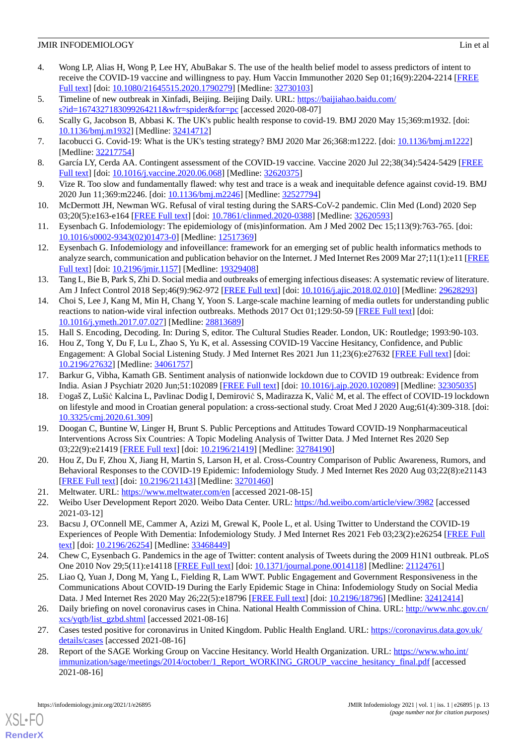4. Wong LP, Alias H, Wong P, Lee HY, AbuBakar S. The use of the health belief model to assess predictors of intent to receive the COVID-19 vaccine and willingness to pay. Hum Vaccin Immunother 2020 Sep 01;16(9):2204-2214 [FREE Full text] [doi: 10.1080/21645515.2020.1790279] [Medline: 32730103]
5. Timeline of new outbreak in Xinfadi, Beijing. Beijing Daily. URL: https://baijiahao.baidu.com/s?id=1674327183099264211&wfr=spider&for=pc [accessed 2020-08-07]
6. Scally G, Jacobson B, Abbasi K. The UK's public health response to covid-19. BMJ 2020 May 15;369:m1932. [doi: 10.1136/bmj.m1932] [Medline: 32414712]
7. Iacobucci G. Covid-19: What is the UK's testing strategy? BMJ 2020 Mar 26;368:m1222. [doi: 10.1136/bmj.m1222] [Medline: 32217754]
8. García LY, Cerda AA. Contingent assessment of the COVID-19 vaccine. Vaccine 2020 Jul 22;38(34):5424-5429 [FREE Full text] [doi: 10.1016/j.vaccine.2020.06.068] [Medline: 32620375]
9. Vize R. Too slow and fundamentally flawed: why test and trace is a weak and inequitable defence against covid-19. BMJ 2020 Jun 11;369:m2246. [doi: 10.1136/bmj.m2246] [Medline: 32527794]
10. McDermott JH, Newman WG. Refusal of viral testing during the SARS-CoV-2 pandemic. Clin Med (Lond) 2020 Sep 03;20(5):e163-e164 [FREE Full text] [doi: 10.7861/clinmed.2020-0388] [Medline: 32620593]
11. Eysenbach G. Infodemiology: The epidemiology of (mis)information. Am J Med 2002 Dec 15;113(9):763-765. [doi: 10.1016/s0002-9343(02)01473-0] [Medline: 12517369]
12. Eysenbach G. Infodemiology and infoveillance: framework for an emerging set of public health informatics methods to analyze search, communication and publication behavior on the Internet. J Med Internet Res 2009 Mar 27;11(1):e11 [FREE Full text] [doi: 10.2196/jmir.1157] [Medline: 19329408]
13. Tang L, Bie B, Park S, Zhi D. Social media and outbreaks of emerging infectious diseases: A systematic review of literature. Am J Infect Control 2018 Sep;46(9):962-972 [FREE Full text] [doi: 10.1016/j.ajic.2018.02.010] [Medline: 29628293]
14. Choi S, Lee J, Kang M, Min H, Chang Y, Yoon S. Large-scale machine learning of media outlets for understanding public reactions to nation-wide viral infection outbreaks. Methods 2017 Oct 01;129:50-59 [FREE Full text] [doi: 10.1016/j.ymeth.2017.07.027] [Medline: 28813689]
15. Hall S. Encoding, Decoding. In: During S, editor. The Cultural Studies Reader. London, UK: Routledge; 1993:90-103.
16. Hou Z, Tong Y, Du F, Lu L, Zhao S, Yu K, et al. Assessing COVID-19 Vaccine Hesitancy, Confidence, and Public Engagement: A Global Social Listening Study. J Med Internet Res 2021 Jun 11;23(6):e27632 [FREE Full text] [doi: 10.2196/27632] [Medline: 34061757]
17. Barkur G, Vibha, Kamath GB. Sentiment analysis of nationwide lockdown due to COVID 19 outbreak: Evidence from India. Asian J Psychiatr 2020 Jun;51:102089 [FREE Full text] [doi: 10.1016/j.ajp.2020.102089] [Medline: 32305035]
18. Đogaš Z, Lušić Kalcina L, Pavlinac Dodig I, Demirović S, Madirazza K, Valić M, et al. The effect of COVID-19 lockdown on lifestyle and mood in Croatian general population: a cross-sectional study. Croat Med J 2020 Aug;61(4):309-318. [doi: 10.3325/cmj.2020.61.309]
19. Doogan C, Buntine W, Linger H, Brunt S. Public Perceptions and Attitudes Toward COVID-19 Nonpharmaceutical Interventions Across Six Countries: A Topic Modeling Analysis of Twitter Data. J Med Internet Res 2020 Sep 03;22(9):e21419 [FREE Full text] [doi: 10.2196/21419] [Medline: 32784190]
20. Hou Z, Du F, Zhou X, Jiang H, Martin S, Larson H, et al. Cross-Country Comparison of Public Awareness, Rumors, and Behavioral Responses to the COVID-19 Epidemic: Infodemiology Study. J Med Internet Res 2020 Aug 03;22(8):e21143 [FREE Full text] [doi: 10.2196/21143] [Medline: 32701460]
21. Meltwater. URL: https://www.meltwater.com/en [accessed 2021-08-15]
22. Weibo User Development Report 2020. Weibo Data Center. URL: https://hd.weibo.com/article/view/3982 [accessed 2021-03-12]
23. Bacsu J, O'Connell ME, Cammer A, Azizi M, Grewal K, Poole L, et al. Using Twitter to Understand the COVID-19 Experiences of People With Dementia: Infodemiology Study. J Med Internet Res 2021 Feb 03;23(2):e26254 [FREE Full text] [doi: 10.2196/26254] [Medline: 33468449]
24. Chew C, Eysenbach G. Pandemics in the age of Twitter: content analysis of Tweets during the 2009 H1N1 outbreak. PLoS One 2010 Nov 29;5(11):e14118 [FREE Full text] [doi: 10.1371/journal.pone.0014118] [Medline: 21124761]
25. Liao Q, Yuan J, Dong M, Yang L, Fielding R, Lam WWT. Public Engagement and Government Responsiveness in the Communications About COVID-19 During the Early Epidemic Stage in China: Infodemiology Study on Social Media Data. J Med Internet Res 2020 May 26;22(5):e18796 [FREE Full text] [doi: 10.2196/18796] [Medline: 32412414]
26. Daily briefing on novel coronavirus cases in China. National Health Commission of China. URL: http://www.nhc.gov.cn/xcs/yqtb/list_gzbd.shtml [accessed 2021-08-16]
27. Cases tested positive for coronavirus in United Kingdom. Public Health England. URL: https://coronavirus.data.gov.uk/details/cases [accessed 2021-08-16]
28. Report of the SAGE Working Group on Vaccine Hesitancy. World Health Organization. URL: https://www.who.int/immunization/sage/meetings/2014/october/1_Report_WORKING_GROUP_vaccine_hesitancy_final.pdf [accessed 2021-08-16]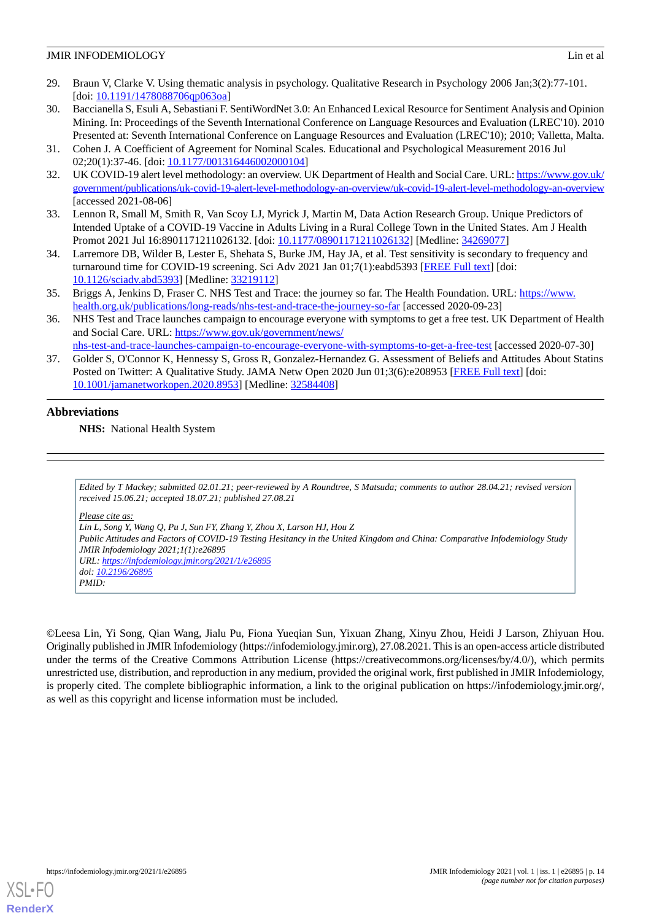29. Braun V, Clarke V. Using thematic analysis in psychology. Qualitative Research in Psychology 2006 Jan;3(2):77-101. [doi: 10.1191/1478088706qp063oa]
30. Baccianella S, Esuli A, Sebastiani F. SentiWordNet 3.0: An Enhanced Lexical Resource for Sentiment Analysis and Opinion Mining. In: Proceedings of the Seventh International Conference on Language Resources and Evaluation (LREC'10). 2010 Presented at: Seventh International Conference on Language Resources and Evaluation (LREC'10); 2010; Valletta, Malta.
31. Cohen J. A Coefficient of Agreement for Nominal Scales. Educational and Psychological Measurement 2016 Jul 02;20(1):37-46. [doi: 10.1177/001316446002000104]
32. UK COVID-19 alert level methodology: an overview. UK Department of Health and Social Care. URL: https://www.gov.uk/government/publications/uk-covid-19-alert-level-methodology-an-overview/uk-covid-19-alert-level-methodology-an-overview [accessed 2021-08-06]
33. Lennon R, Small M, Smith R, Van Scoy LJ, Myrick J, Martin M, Data Action Research Group. Unique Predictors of Intended Uptake of a COVID-19 Vaccine in Adults Living in a Rural College Town in the United States. Am J Health Promot 2021 Jul 16:8901171211026132. [doi: 10.1177/08901171211026132] [Medline: 34269077]
34. Larremore DB, Wilder B, Lester E, Shehata S, Burke JM, Hay JA, et al. Test sensitivity is secondary to frequency and turnaround time for COVID-19 screening. Sci Adv 2021 Jan 01;7(1):eabd5393 [FREE Full text] [doi: 10.1126/sciadv.abd5393] [Medline: 33219112]
35. Briggs A, Jenkins D, Fraser C. NHS Test and Trace: the journey so far. The Health Foundation. URL: https://www.health.org.uk/publications/long-reads/nhs-test-and-trace-the-journey-so-far [accessed 2020-09-23]
36. NHS Test and Trace launches campaign to encourage everyone with symptoms to get a free test. UK Department of Health and Social Care. URL: https://www.gov.uk/government/news/nhs-test-and-trace-launches-campaign-to-encourage-everyone-with-symptoms-to-get-a-free-test [accessed 2020-07-30]
37. Golder S, O'Connor K, Hennessy S, Gross R, Gonzalez-Hernandez G. Assessment of Beliefs and Attitudes About Statins Posted on Twitter: A Qualitative Study. JAMA Netw Open 2020 Jun 01;3(6):e208953 [FREE Full text] [doi: 10.1001/jamanetworkopen.2020.8953] [Medline: 32584408]

## Abbreviations

**NHS:** National Health System

*Edited by T Mackey; submitted 02.01.21; peer-reviewed by A Roundtree, S Matsuda; comments to author 28.04.21; revised version received 15.06.21; accepted 18.07.21; published 27.08.21*

*Please cite as:*
*Lin L, Song Y, Wang Q, Pu J, Sun FY, Zhang Y, Zhou X, Larson HJ, Hou Z*
*Public Attitudes and Factors of COVID-19 Testing Hesitancy in the United Kingdom and China: Comparative Infodemiology Study*
*JMIR Infodemiology 2021;1(1):e26895*
*URL: https://infodemiology.jmir.org/2021/1/e26895*
*doi: 10.2196/26895*
*PMID:*

©Leesa Lin, Yi Song, Qian Wang, Jialu Pu, Fiona Yueqian Sun, Yixuan Zhang, Xinyu Zhou, Heidi J Larson, Zhiyuan Hou. Originally published in JMIR Infodemiology (https://infodemiology.jmir.org), 27.08.2021. This is an open-access article distributed under the terms of the Creative Commons Attribution License (https://creativecommons.org/licenses/by/4.0/), which permits unrestricted use, distribution, and reproduction in any medium, provided the original work, first published in JMIR Infodemiology, is properly cited. The complete bibliographic information, a link to the original publication on https://infodemiology.jmir.org/, as well as this copyright and license information must be included.